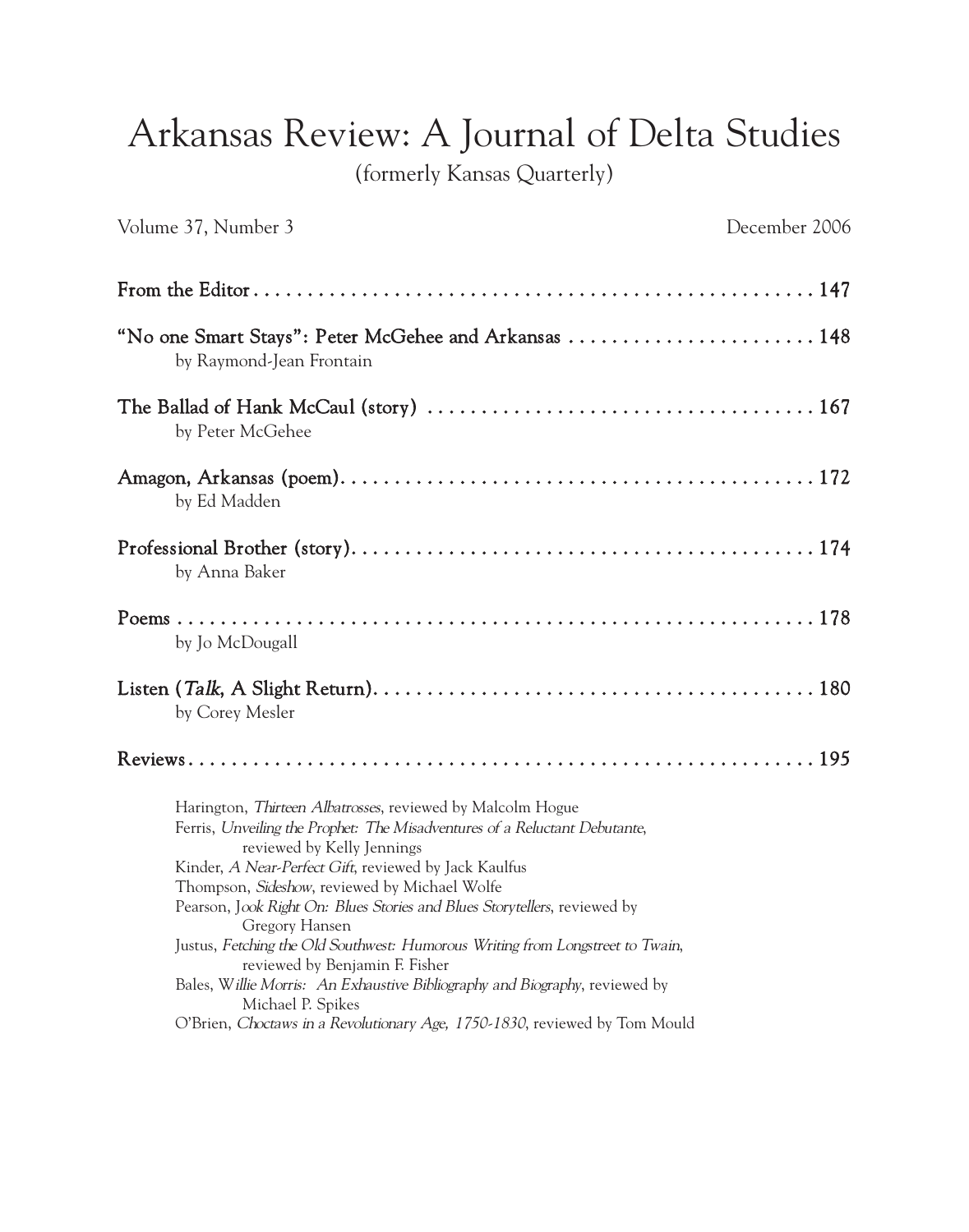# Arkansas Review: A Journal of Delta Studies

(formerly Kansas Quarterly)

Volume 37, Number 3 December 2006

**From the Editor** . . . . . . . . . . . . . . . . . . . . . . . . . . . . . . . . . . . . . . . . . . . . . . . . . . . . 147

**"No one Smart Stays": Peter McGehee and Arkansas** . . . . . . . . . . . . . . . . . . . . . . . 148
by Raymond-Jean Frontain

**The Ballad of Hank McCaul (story)** . . . . . . . . . . . . . . . . . . . . . . . . . . . . . . . . . . . . 167
by Peter McGehee

**Amagon, Arkansas (poem)** . . . . . . . . . . . . . . . . . . . . . . . . . . . . . . . . . . . . . . . . . . . . 172
by Ed Madden

**Professional Brother (story)** . . . . . . . . . . . . . . . . . . . . . . . . . . . . . . . . . . . . . . . . . . . 174
by Anna Baker

**Poems** . . . . . . . . . . . . . . . . . . . . . . . . . . . . . . . . . . . . . . . . . . . . . . . . . . . . . . . . . . . . 178
by Jo McDougall

**Listen (*Talk*, A Slight Return)** . . . . . . . . . . . . . . . . . . . . . . . . . . . . . . . . . . . . . . . . . . 180
by Corey Mesler

**Reviews** . . . . . . . . . . . . . . . . . . . . . . . . . . . . . . . . . . . . . . . . . . . . . . . . . . . . . . . . . . . 195

Harington, *Thirteen Albatrosses*, reviewed by Malcolm Hogue
Ferris, *Unveiling the Prophet: The Misadventures of a Reluctant Debutante*, reviewed by Kelly Jennings
Kinder, *A Near-Perfect Gift*, reviewed by Jack Kaulfus
Thompson, *Sideshow*, reviewed by Michael Wolfe
Pearson, J*ook Right On: Blues Stories and Blues Storytellers*, reviewed by Gregory Hansen
Justus, *Fetching the Old Southwest: Humorous Writing from Longstreet to Twain*, reviewed by Benjamin F. Fisher
Bales, W*illie Morris: An Exhaustive Bibliography and Biography*, reviewed by Michael P. Spikes
O'Brien, *Choctaws in a Revolutionary Age, 1750-1830*, reviewed by Tom Mould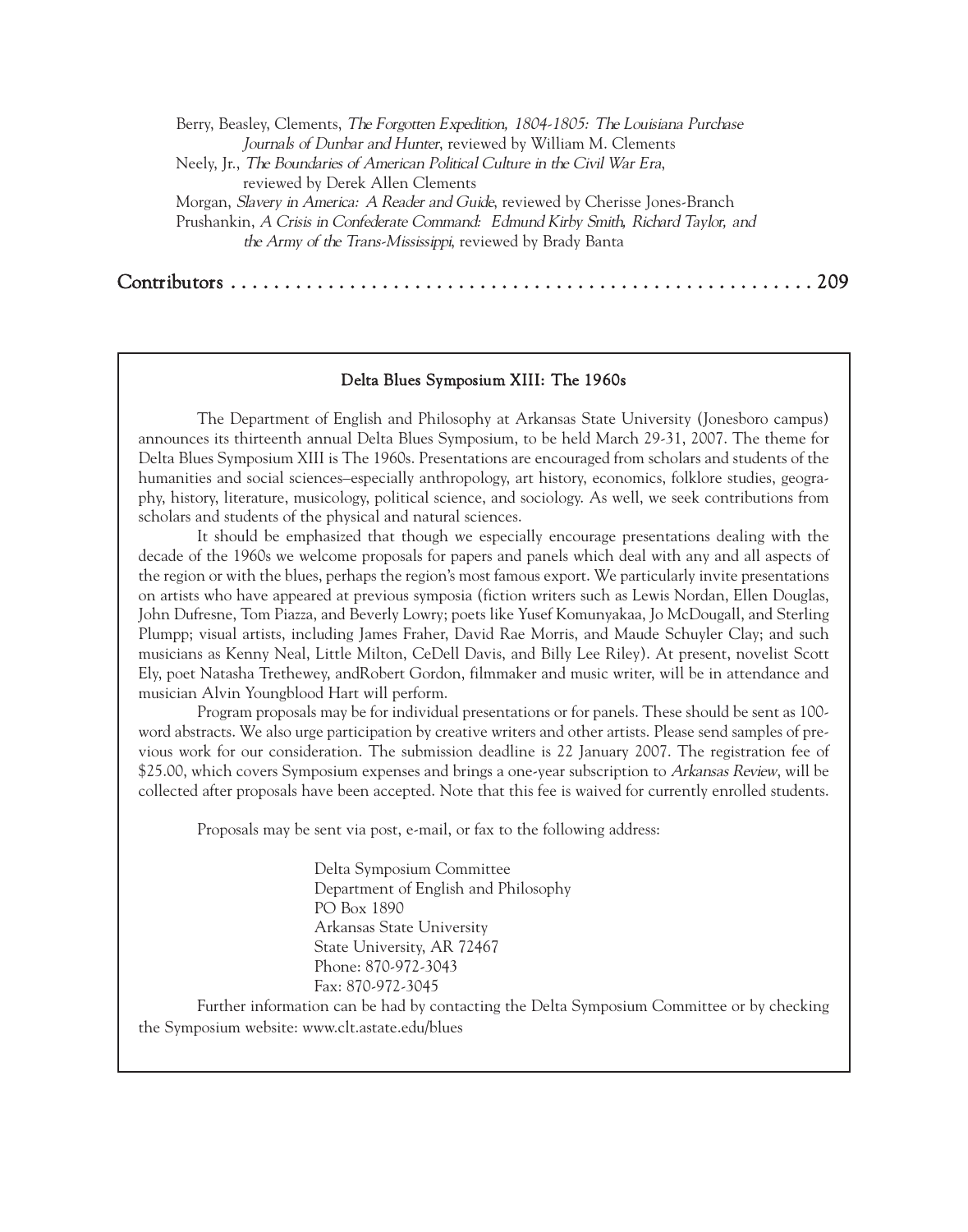Berry, Beasley, Clements, *The Forgotten Expedition, 1804-1805: The Louisiana Purchase Journals of Dunbar and Hunter*, reviewed by William M. Clements

Neely, Jr., *The Boundaries of American Political Culture in the Civil War Era*, reviewed by Derek Allen Clements

Morgan, *Slavery in America: A Reader and Guide*, reviewed by Cherisse Jones-Branch

Prushankin, *A Crisis in Confederate Command: Edmund Kirby Smith, Richard Taylor, and the Army of the Trans-Mississippi*, reviewed by Brady Banta

**Contributors** . . . . . . . . . . . . . . . . . . . . . . . . . . . . . . . . . . . . . . . . . . . . . . . . . . . . . 209

## Delta Blues Symposium XIII: The 1960s

The Department of English and Philosophy at Arkansas State University (Jonesboro campus) announces its thirteenth annual Delta Blues Symposium, to be held March 29-31, 2007. The theme for Delta Blues Symposium XIII is The 1960s. Presentations are encouraged from scholars and students of the humanities and social sciences–especially anthropology, art history, economics, folklore studies, geography, history, literature, musicology, political science, and sociology. As well, we seek contributions from scholars and students of the physical and natural sciences.

It should be emphasized that though we especially encourage presentations dealing with the decade of the 1960s we welcome proposals for papers and panels which deal with any and all aspects of the region or with the blues, perhaps the region's most famous export. We particularly invite presentations on artists who have appeared at previous symposia (fiction writers such as Lewis Nordan, Ellen Douglas, John Dufresne, Tom Piazza, and Beverly Lowry; poets like Yusef Komunyakaa, Jo McDougall, and Sterling Plumpp; visual artists, including James Fraher, David Rae Morris, and Maude Schuyler Clay; and such musicians as Kenny Neal, Little Milton, CeDell Davis, and Billy Lee Riley). At present, novelist Scott Ely, poet Natasha Trethewey, andRobert Gordon, filmmaker and music writer, will be in attendance and musician Alvin Youngblood Hart will perform.

Program proposals may be for individual presentations or for panels. These should be sent as 100-word abstracts. We also urge participation by creative writers and other artists. Please send samples of previous work for our consideration. The submission deadline is 22 January 2007. The registration fee of $25.00, which covers Symposium expenses and brings a one-year subscription to *Arkansas Review*, will be collected after proposals have been accepted. Note that this fee is waived for currently enrolled students.

Proposals may be sent via post, e-mail, or fax to the following address:

Delta Symposium Committee
Department of English and Philosophy
PO Box 1890
Arkansas State University
State University, AR 72467
Phone: 870-972-3043
Fax: 870-972-3045

Further information can be had by contacting the Delta Symposium Committee or by checking the Symposium website: www.clt.astate.edu/blues